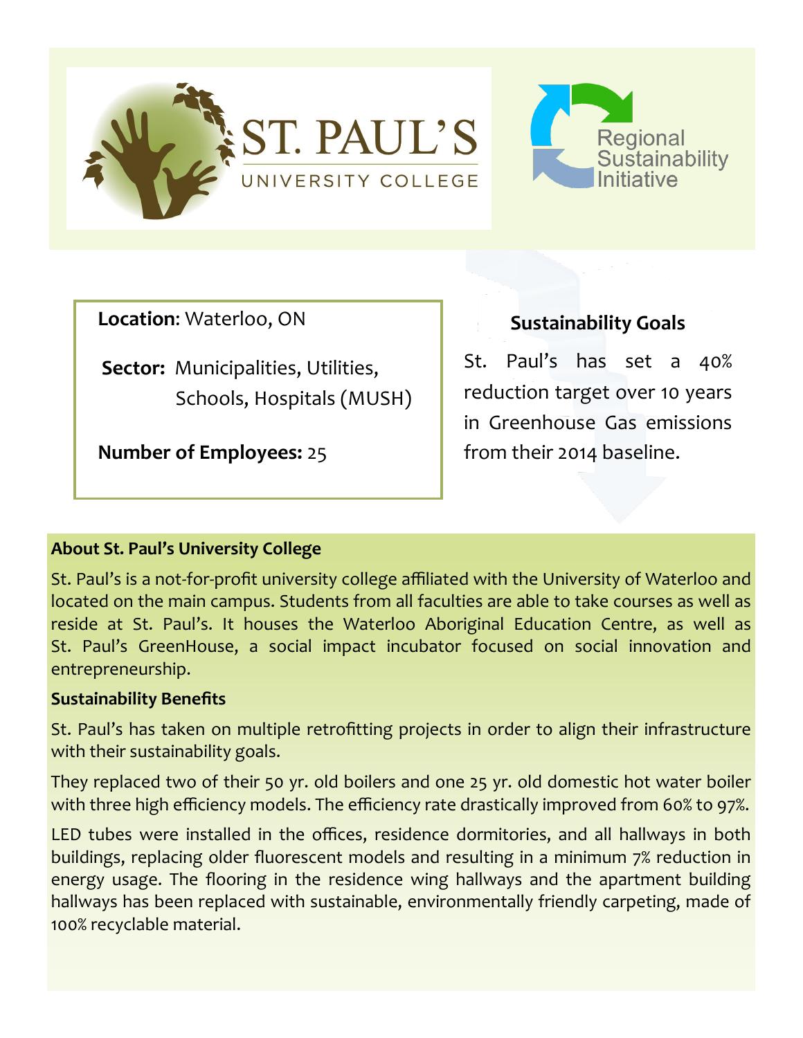# ST. PAUL'S UNIVERSITY COLLEGE

Regional Sustainability Initiative

**Location**: Waterloo, ON

**Sector:** Municipalities, Utilities, Schools, Hospitals (MUSH)

**Number of Employees:** 25

### Sustainability Goals

St. Paul's has set a 40% reduction target over 10 years in Greenhouse Gas emissions from their 2014 baseline.

**About St. Paul's University College**

St. Paul's is a not-for-profit university college affiliated with the University of Waterloo and located on the main campus. Students from all faculties are able to take courses as well as reside at St. Paul's. It houses the Waterloo Aboriginal Education Centre, as well as St. Paul's GreenHouse, a social impact incubator focused on social innovation and entrepreneurship.

**Sustainability Benefits**

St. Paul's has taken on multiple retrofitting projects in order to align their infrastructure with their sustainability goals.

They replaced two of their 50 yr. old boilers and one 25 yr. old domestic hot water boiler with three high efficiency models. The efficiency rate drastically improved from 60% to 97%.

LED tubes were installed in the offices, residence dormitories, and all hallways in both buildings, replacing older fluorescent models and resulting in a minimum 7% reduction in energy usage. The flooring in the residence wing hallways and the apartment building hallways has been replaced with sustainable, environmentally friendly carpeting, made of 100% recyclable material.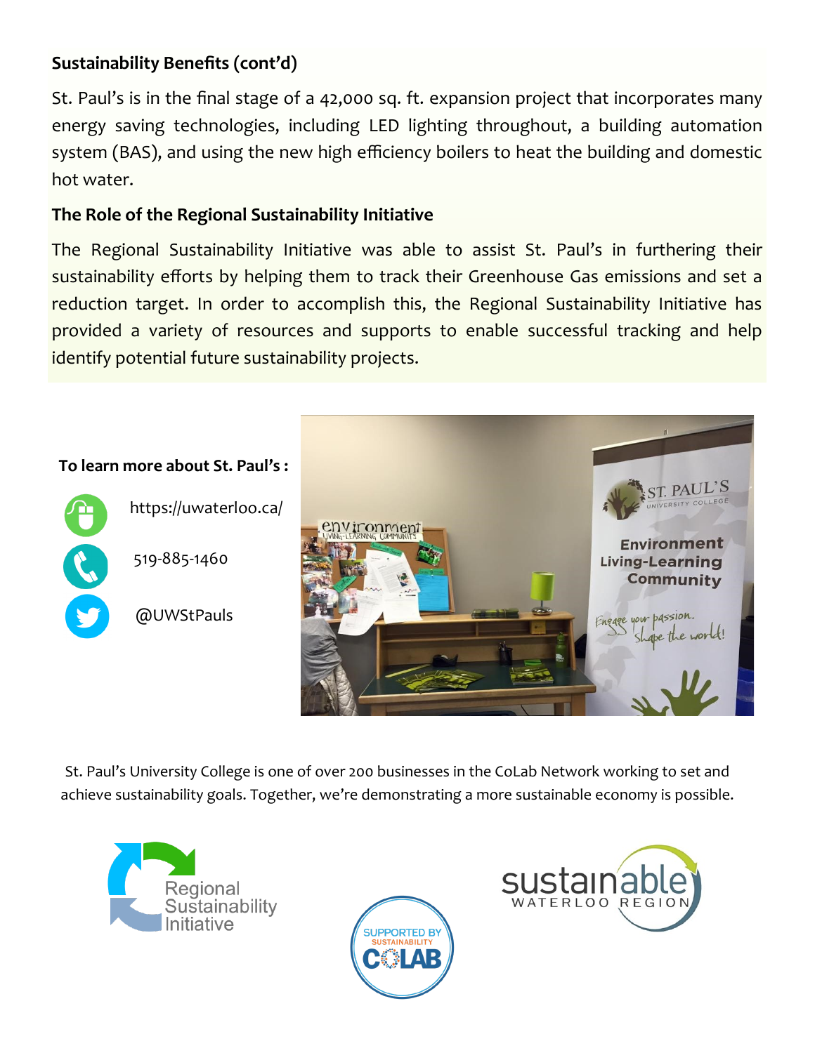### Sustainability Benefits (cont'd)

St. Paul's is in the final stage of a 42,000 sq. ft. expansion project that incorporates many energy saving technologies, including LED lighting throughout, a building automation system (BAS), and using the new high efficiency boilers to heat the building and domestic hot water.

### The Role of the Regional Sustainability Initiative

The Regional Sustainability Initiative was able to assist St. Paul's in furthering their sustainability efforts by helping them to track their Greenhouse Gas emissions and set a reduction target. In order to accomplish this, the Regional Sustainability Initiative has provided a variety of resources and supports to enable successful tracking and help identify potential future sustainability projects.

**To learn more about St. Paul's :**

https://uwaterloo.ca/

519-885-1460

@UWStPauls

St. Paul's University College is one of over 200 businesses in the CoLab Network working to set and achieve sustainability goals. Together, we're demonstrating a more sustainable economy is possible.

Regional Sustainability Initiative

SUPPORTED BY SUSTAINABILITY COLAB

sustainable WATERLOO REGION